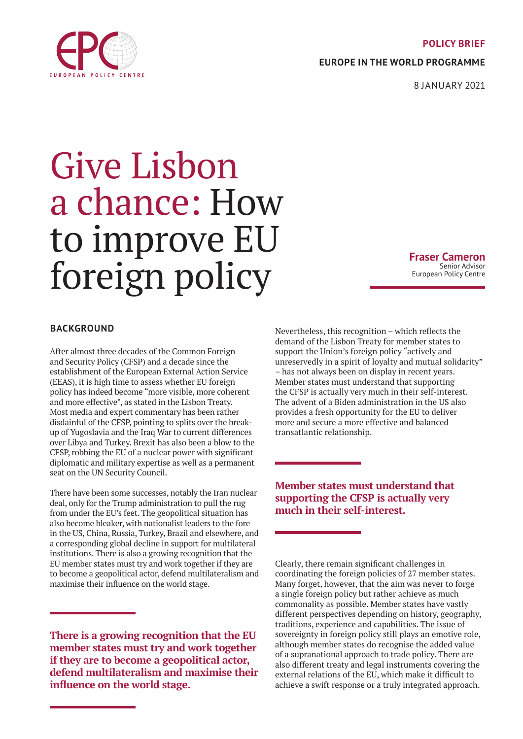**POLICY BRIEF**

**EUROPE IN THE WORLD PROGRAMME**

8 JANUARY 2021

# Give Lisbon a chance: How to improve EU foreign policy

**Fraser Cameron**
Senior Advisor
European Policy Centre

## BACKGROUND

After almost three decades of the Common Foreign and Security Policy (CFSP) and a decade since the establishment of the European External Action Service (EEAS), it is high time to assess whether EU foreign policy has indeed become "more visible, more coherent and more effective", as stated in the Lisbon Treaty. Most media and expert commentary has been rather disdainful of the CFSP, pointing to splits over the break-up of Yugoslavia and the Iraq War to current differences over Libya and Turkey. Brexit has also been a blow to the CFSP, robbing the EU of a nuclear power with significant diplomatic and military expertise as well as a permanent seat on the UN Security Council.

There have been some successes, notably the Iran nuclear deal, only for the Trump administration to pull the rug from under the EU's feet. The geopolitical situation has also become bleaker, with nationalist leaders to the fore in the US, China, Russia, Turkey, Brazil and elsewhere, and a corresponding global decline in support for multilateral institutions. There is also a growing recognition that the EU member states must try and work together if they are to become a geopolitical actor, defend multilateralism and maximise their influence on the world stage.

> **There is a growing recognition that the EU member states must try and work together if they are to become a geopolitical actor, defend multilateralism and maximise their influence on the world stage.**

Nevertheless, this recognition – which reflects the demand of the Lisbon Treaty for member states to support the Union's foreign policy "actively and unreservedly in a spirit of loyalty and mutual solidarity" – has not always been on display in recent years. Member states must understand that supporting the CFSP is actually very much in their self-interest. The advent of a Biden administration in the US also provides a fresh opportunity for the EU to deliver more and secure a more effective and balanced transatlantic relationship.

> **Member states must understand that supporting the CFSP is actually very much in their self-interest.**

Clearly, there remain significant challenges in coordinating the foreign policies of 27 member states. Many forget, however, that the aim was never to forge a single foreign policy but rather achieve as much commonality as possible. Member states have vastly different perspectives depending on history, geography, traditions, experience and capabilities. The issue of sovereignty in foreign policy still plays an emotive role, although member states do recognise the added value of a supranational approach to trade policy. There are also different treaty and legal instruments covering the external relations of the EU, which make it difficult to achieve a swift response or a truly integrated approach.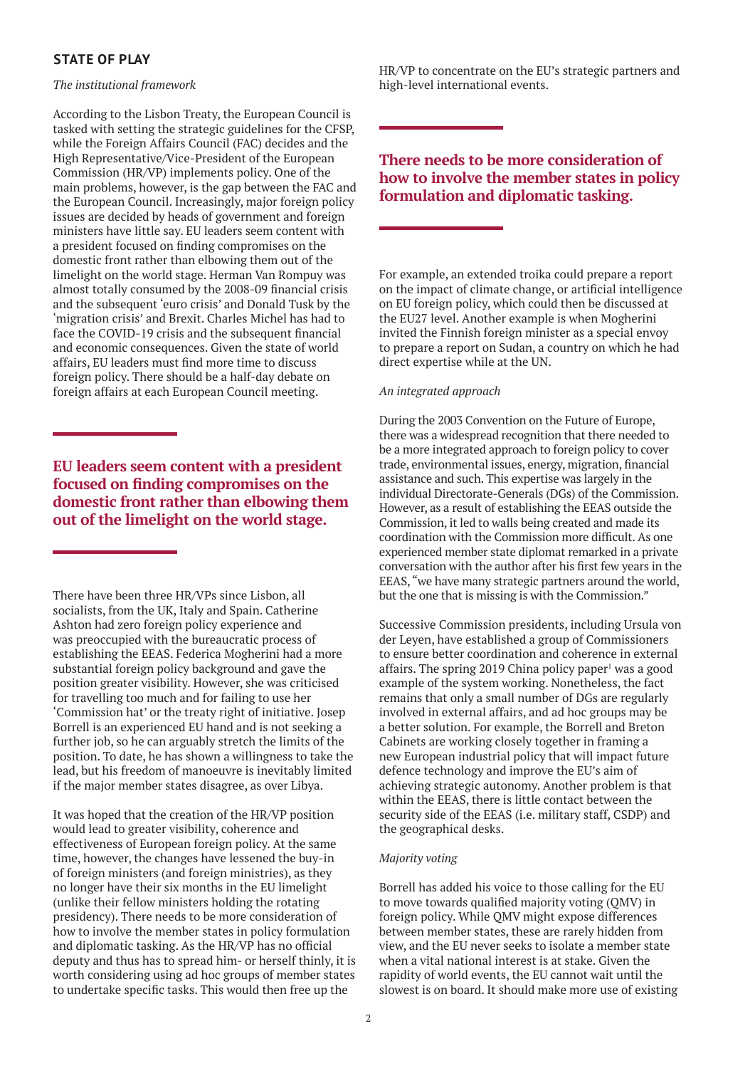## STATE OF PLAY

*The institutional framework*

According to the Lisbon Treaty, the European Council is tasked with setting the strategic guidelines for the CFSP, while the Foreign Affairs Council (FAC) decides and the High Representative/Vice-President of the European Commission (HR/VP) implements policy. One of the main problems, however, is the gap between the FAC and the European Council. Increasingly, major foreign policy issues are decided by heads of government and foreign ministers have little say. EU leaders seem content with a president focused on finding compromises on the domestic front rather than elbowing them out of the limelight on the world stage. Herman Van Rompuy was almost totally consumed by the 2008-09 financial crisis and the subsequent 'euro crisis' and Donald Tusk by the 'migration crisis' and Brexit. Charles Michel has had to face the COVID-19 crisis and the subsequent financial and economic consequences. Given the state of world affairs, EU leaders must find more time to discuss foreign policy. There should be a half-day debate on foreign affairs at each European Council meeting.

**EU leaders seem content with a president focused on finding compromises on the domestic front rather than elbowing them out of the limelight on the world stage.**

There have been three HR/VPs since Lisbon, all socialists, from the UK, Italy and Spain. Catherine Ashton had zero foreign policy experience and was preoccupied with the bureaucratic process of establishing the EEAS. Federica Mogherini had a more substantial foreign policy background and gave the position greater visibility. However, she was criticised for travelling too much and for failing to use her 'Commission hat' or the treaty right of initiative. Josep Borrell is an experienced EU hand and is not seeking a further job, so he can arguably stretch the limits of the position. To date, he has shown a willingness to take the lead, but his freedom of manoeuvre is inevitably limited if the major member states disagree, as over Libya.

It was hoped that the creation of the HR/VP position would lead to greater visibility, coherence and effectiveness of European foreign policy. At the same time, however, the changes have lessened the buy-in of foreign ministers (and foreign ministries), as they no longer have their six months in the EU limelight (unlike their fellow ministers holding the rotating presidency). There needs to be more consideration of how to involve the member states in policy formulation and diplomatic tasking. As the HR/VP has no official deputy and thus has to spread him- or herself thinly, it is worth considering using ad hoc groups of member states to undertake specific tasks. This would then free up the HR/VP to concentrate on the EU's strategic partners and high-level international events.

**There needs to be more consideration of how to involve the member states in policy formulation and diplomatic tasking.**

For example, an extended troika could prepare a report on the impact of climate change, or artificial intelligence on EU foreign policy, which could then be discussed at the EU27 level. Another example is when Mogherini invited the Finnish foreign minister as a special envoy to prepare a report on Sudan, a country on which he had direct expertise while at the UN.

*An integrated approach*

During the 2003 Convention on the Future of Europe, there was a widespread recognition that there needed to be a more integrated approach to foreign policy to cover trade, environmental issues, energy, migration, financial assistance and such. This expertise was largely in the individual Directorate-Generals (DGs) of the Commission. However, as a result of establishing the EEAS outside the Commission, it led to walls being created and made its coordination with the Commission more difficult. As one experienced member state diplomat remarked in a private conversation with the author after his first few years in the EEAS, "we have many strategic partners around the world, but the one that is missing is with the Commission."

Successive Commission presidents, including Ursula von der Leyen, have established a group of Commissioners to ensure better coordination and coherence in external affairs. The spring 2019 China policy paper[1] was a good example of the system working. Nonetheless, the fact remains that only a small number of DGs are regularly involved in external affairs, and ad hoc groups may be a better solution. For example, the Borrell and Breton Cabinets are working closely together in framing a new European industrial policy that will impact future defence technology and improve the EU's aim of achieving strategic autonomy. Another problem is that within the EEAS, there is little contact between the security side of the EEAS (i.e. military staff, CSDP) and the geographical desks.

*Majority voting*

Borrell has added his voice to those calling for the EU to move towards qualified majority voting (QMV) in foreign policy. While QMV might expose differences between member states, these are rarely hidden from view, and the EU never seeks to isolate a member state when a vital national interest is at stake. Given the rapidity of world events, the EU cannot wait until the slowest is on board. It should make more use of existing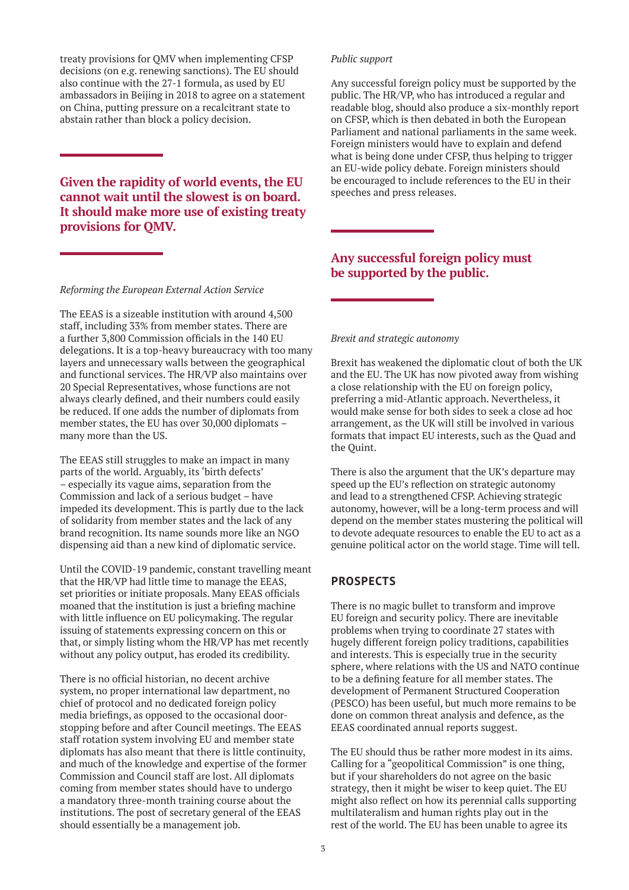treaty provisions for QMV when implementing CFSP decisions (on e.g. renewing sanctions). The EU should also continue with the 27-1 formula, as used by EU ambassadors in Beijing in 2018 to agree on a statement on China, putting pressure on a recalcitrant state to abstain rather than block a policy decision.

**Given the rapidity of world events, the EU cannot wait until the slowest is on board. It should make more use of existing treaty provisions for QMV.**

*Reforming the European External Action Service*

The EEAS is a sizeable institution with around 4,500 staff, including 33% from member states. There are a further 3,800 Commission officials in the 140 EU delegations. It is a top-heavy bureaucracy with too many layers and unnecessary walls between the geographical and functional services. The HR/VP also maintains over 20 Special Representatives, whose functions are not always clearly defined, and their numbers could easily be reduced. If one adds the number of diplomats from member states, the EU has over 30,000 diplomats – many more than the US.

The EEAS still struggles to make an impact in many parts of the world. Arguably, its 'birth defects' – especially its vague aims, separation from the Commission and lack of a serious budget – have impeded its development. This is partly due to the lack of solidarity from member states and the lack of any brand recognition. Its name sounds more like an NGO dispensing aid than a new kind of diplomatic service.

Until the COVID-19 pandemic, constant travelling meant that the HR/VP had little time to manage the EEAS, set priorities or initiate proposals. Many EEAS officials moaned that the institution is just a briefing machine with little influence on EU policymaking. The regular issuing of statements expressing concern on this or that, or simply listing whom the HR/VP has met recently without any policy output, has eroded its credibility.

There is no official historian, no decent archive system, no proper international law department, no chief of protocol and no dedicated foreign policy media briefings, as opposed to the occasional door-stopping before and after Council meetings. The EEAS staff rotation system involving EU and member state diplomats has also meant that there is little continuity, and much of the knowledge and expertise of the former Commission and Council staff are lost. All diplomats coming from member states should have to undergo a mandatory three-month training course about the institutions. The post of secretary general of the EEAS should essentially be a management job.

*Public support*

Any successful foreign policy must be supported by the public. The HR/VP, who has introduced a regular and readable blog, should also produce a six-monthly report on CFSP, which is then debated in both the European Parliament and national parliaments in the same week. Foreign ministers would have to explain and defend what is being done under CFSP, thus helping to trigger an EU-wide policy debate. Foreign ministers should be encouraged to include references to the EU in their speeches and press releases.

**Any successful foreign policy must be supported by the public.**

*Brexit and strategic autonomy*

Brexit has weakened the diplomatic clout of both the UK and the EU. The UK has now pivoted away from wishing a close relationship with the EU on foreign policy, preferring a mid-Atlantic approach. Nevertheless, it would make sense for both sides to seek a close ad hoc arrangement, as the UK will still be involved in various formats that impact EU interests, such as the Quad and the Quint.

There is also the argument that the UK's departure may speed up the EU's reflection on strategic autonomy and lead to a strengthened CFSP. Achieving strategic autonomy, however, will be a long-term process and will depend on the member states mustering the political will to devote adequate resources to enable the EU to act as a genuine political actor on the world stage. Time will tell.

## PROSPECTS

There is no magic bullet to transform and improve EU foreign and security policy. There are inevitable problems when trying to coordinate 27 states with hugely different foreign policy traditions, capabilities and interests. This is especially true in the security sphere, where relations with the US and NATO continue to be a defining feature for all member states. The development of Permanent Structured Cooperation (PESCO) has been useful, but much more remains to be done on common threat analysis and defence, as the EEAS coordinated annual reports suggest.

The EU should thus be rather more modest in its aims. Calling for a "geopolitical Commission" is one thing, but if your shareholders do not agree on the basic strategy, then it might be wiser to keep quiet. The EU might also reflect on how its perennial calls supporting multilateralism and human rights play out in the rest of the world. The EU has been unable to agree its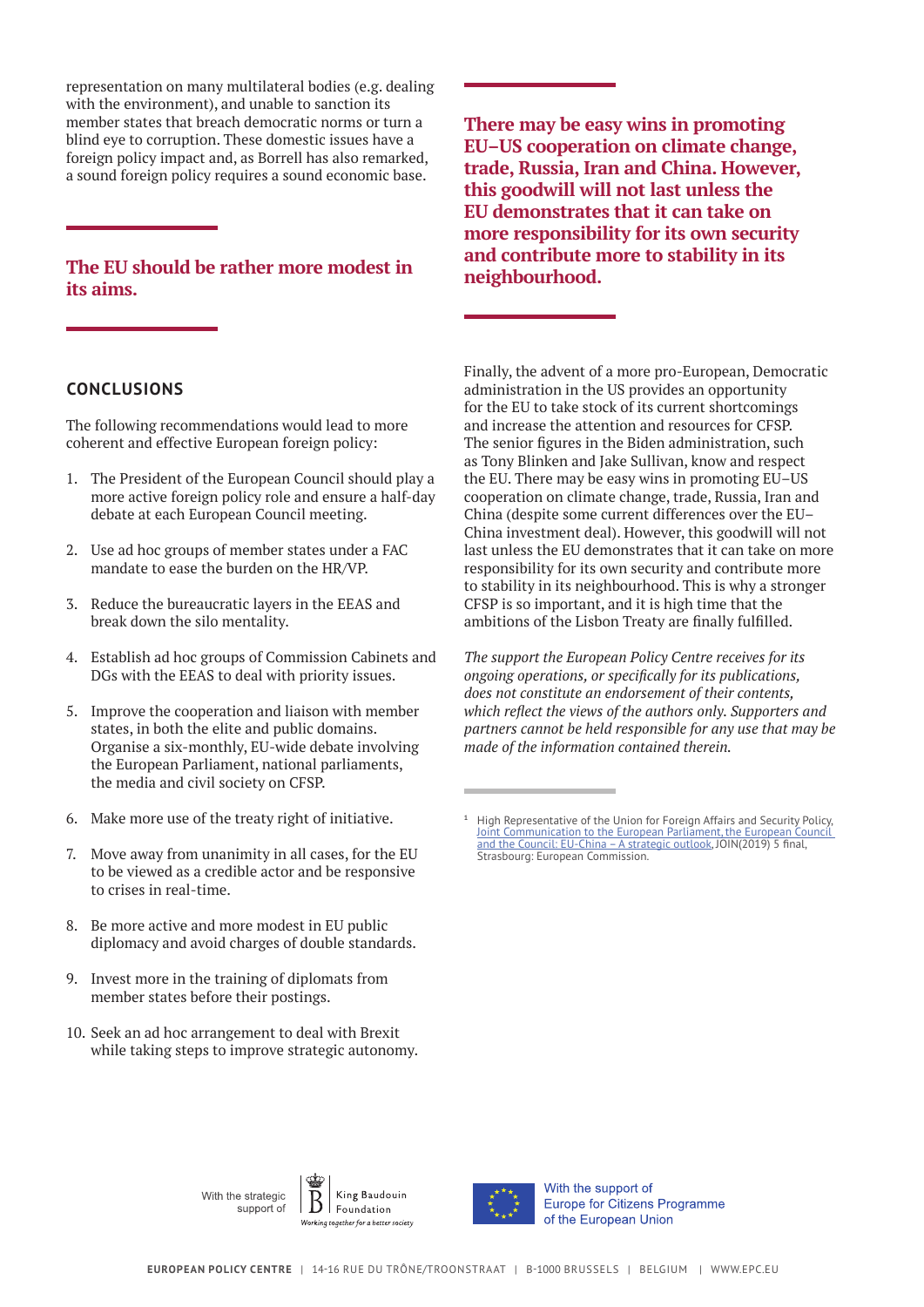representation on many multilateral bodies (e.g. dealing with the environment), and unable to sanction its member states that breach democratic norms or turn a blind eye to corruption. These domestic issues have a foreign policy impact and, as Borrell has also remarked, a sound foreign policy requires a sound economic base.

**The EU should be rather more modest in its aims.**

## CONCLUSIONS

The following recommendations would lead to more coherent and effective European foreign policy:

1. The President of the European Council should play a more active foreign policy role and ensure a half-day debate at each European Council meeting.
2. Use ad hoc groups of member states under a FAC mandate to ease the burden on the HR/VP.
3. Reduce the bureaucratic layers in the EEAS and break down the silo mentality.
4. Establish ad hoc groups of Commission Cabinets and DGs with the EEAS to deal with priority issues.
5. Improve the cooperation and liaison with member states, in both the elite and public domains. Organise a six-monthly, EU-wide debate involving the European Parliament, national parliaments, the media and civil society on CFSP.
6. Make more use of the treaty right of initiative.
7. Move away from unanimity in all cases, for the EU to be viewed as a credible actor and be responsive to crises in real-time.
8. Be more active and more modest in EU public diplomacy and avoid charges of double standards.
9. Invest more in the training of diplomats from member states before their postings.
10. Seek an ad hoc arrangement to deal with Brexit while taking steps to improve strategic autonomy.

**There may be easy wins in promoting EU–US cooperation on climate change, trade, Russia, Iran and China. However, this goodwill will not last unless the EU demonstrates that it can take on more responsibility for its own security and contribute more to stability in its neighbourhood.**

Finally, the advent of a more pro-European, Democratic administration in the US provides an opportunity for the EU to take stock of its current shortcomings and increase the attention and resources for CFSP. The senior figures in the Biden administration, such as Tony Blinken and Jake Sullivan, know and respect the EU. There may be easy wins in promoting EU–US cooperation on climate change, trade, Russia, Iran and China (despite some current differences over the EU–China investment deal). However, this goodwill will not last unless the EU demonstrates that it can take on more responsibility for its own security and contribute more to stability in its neighbourhood. This is why a stronger CFSP is so important, and it is high time that the ambitions of the Lisbon Treaty are finally fulfilled.

*The support the European Policy Centre receives for its ongoing operations, or specifically for its publications, does not constitute an endorsement of their contents, which reflect the views of the authors only. Supporters and partners cannot be held responsible for any use that may be made of the information contained therein.*

[1] High Representative of the Union for Foreign Affairs and Security Policy, Joint Communication to the European Parliament, the European Council and the Council: EU-China – A strategic outlook, JOIN(2019) 5 final, Strasbourg: European Commission.

With the strategic support of King Baudouin Foundation – Working together for a better society

With the support of Europe for Citizens Programme of the European Union

EUROPEAN POLICY CENTRE | 14-16 RUE DU TRÔNE/TROONSTRAAT | B-1000 BRUSSELS | BELGIUM | WWW.EPC.EU